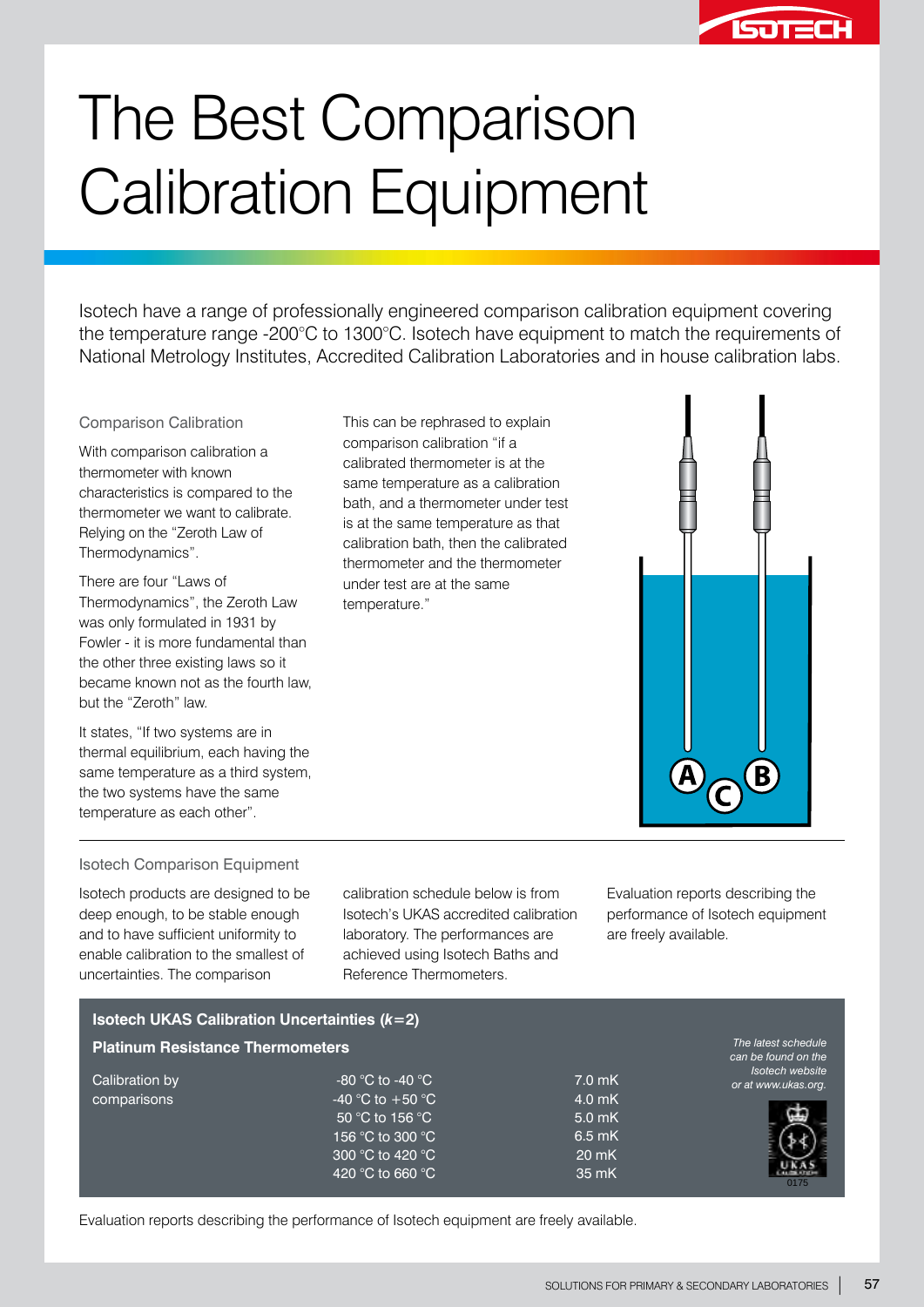# The Best Comparison Calibration Equipment

Isotech have a range of professionally engineered comparison calibration equipment covering the temperature range -200°C to 1300°C. Isotech have equipment to match the requirements of National Metrology Institutes, Accredited Calibration Laboratories and in house calibration labs.

### Comparison Calibration

With comparison calibration a thermometer with known characteristics is compared to the thermometer we want to calibrate. Relying on the "Zeroth Law of Thermodynamics".

There are four "Laws of Thermodynamics", the Zeroth Law was only formulated in 1931 by Fowler - it is more fundamental than the other three existing laws so it became known not as the fourth law, but the "Zeroth" law.

It states, "If two systems are in thermal equilibrium, each having the same temperature as a third system, the two systems have the same temperature as each other".

This can be rephrased to explain comparison calibration "if a calibrated thermometer is at the same temperature as a calibration bath, and a thermometer under test is at the same temperature as that calibration bath, then the calibrated thermometer and the thermometer under test are at the same temperature."

### Isotech Comparison Equipment

Isotech products are designed to be deep enough, to be stable enough and to have sufficient uniformity to enable calibration to the smallest of uncertainties. The comparison calibration schedule below is from Isotech's UKAS accredited calibration laboratory. The performances are achieved using Isotech Baths and Reference Thermometers.

Evaluation reports describing the performance of Isotech equipment are freely available.

**Isotech UKAS Calibration Uncertainties (*k*=2)**

**Platinum Resistance Thermometers**

| | | |
|---|---|---|
| Calibration by comparisons | -80 °C to -40 °C | 7.0 mK |
| | -40 °C to +50 °C | 4.0 mK |
| | 50 °C to 156 °C | 5.0 mK |
| | 156 °C to 300 °C | 6.5 mK |
| | 300 °C to 420 °C | 20 mK |
| | 420 °C to 660 °C | 35 mK |

*The latest schedule can be found on the Isotech website or at www.ukas.org.*

UKAS 0175

Evaluation reports describing the performance of Isotech equipment are freely available.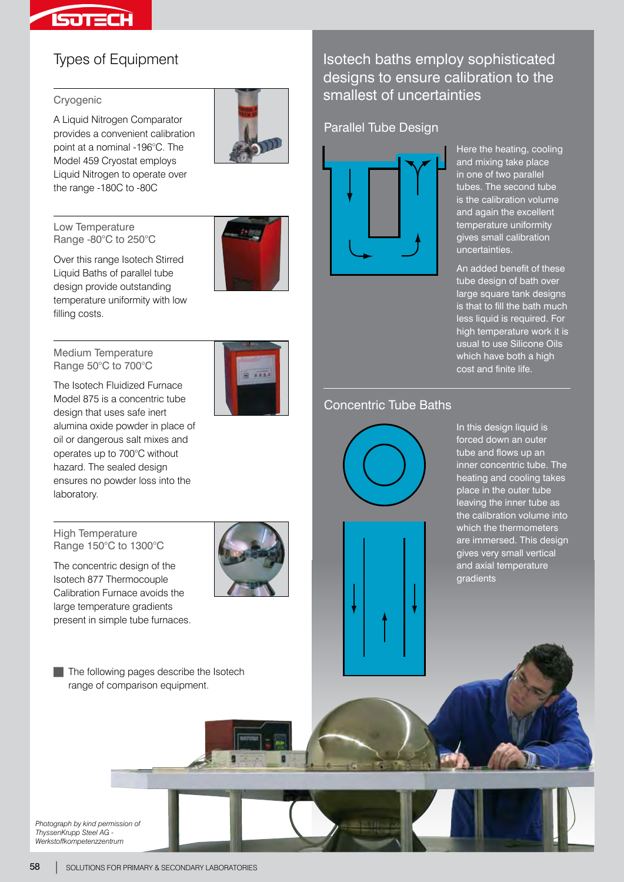# Types of Equipment

## Cryogenic

A Liquid Nitrogen Comparator provides a convenient calibration point at a nominal -196°C. The Model 459 Cryostat employs Liquid Nitrogen to operate over the range -180C to -80C

## Low Temperature Range -80°C to 250°C

Over this range Isotech Stirred Liquid Baths of parallel tube design provide outstanding temperature uniformity with low filling costs.

## Medium Temperature Range 50°C to 700°C

The Isotech Fluidized Furnace Model 875 is a concentric tube design that uses safe inert alumina oxide powder in place of oil or dangerous salt mixes and operates up to 700°C without hazard. The sealed design ensures no powder loss into the laboratory.

## High Temperature Range 150°C to 1300°C

The concentric design of the Isotech 877 Thermocouple Calibration Furnace avoids the large temperature gradients present in simple tube furnaces.

- The following pages describe the Isotech range of comparison equipment.

# Isotech baths employ sophisticated designs to ensure calibration to the smallest of uncertainties

## Parallel Tube Design

Here the heating, cooling and mixing take place in one of two parallel tubes. The second tube is the calibration volume and again the excellent temperature uniformity gives small calibration uncertainties.

An added benefit of these tube design of bath over large square tank designs is that to fill the bath much less liquid is required. For high temperature work it is usual to use Silicone Oils which have both a high cost and finite life.

## Concentric Tube Baths

In this design liquid is forced down an outer tube and flows up an inner concentric tube. The heating and cooling takes place in the outer tube leaving the inner tube as the calibration volume into which the thermometers are immersed. This design gives very small vertical and axial temperature gradients

*Photograph by kind permission of ThyssenKrupp Steel AG - Werkstoffkompetenzzentrum*